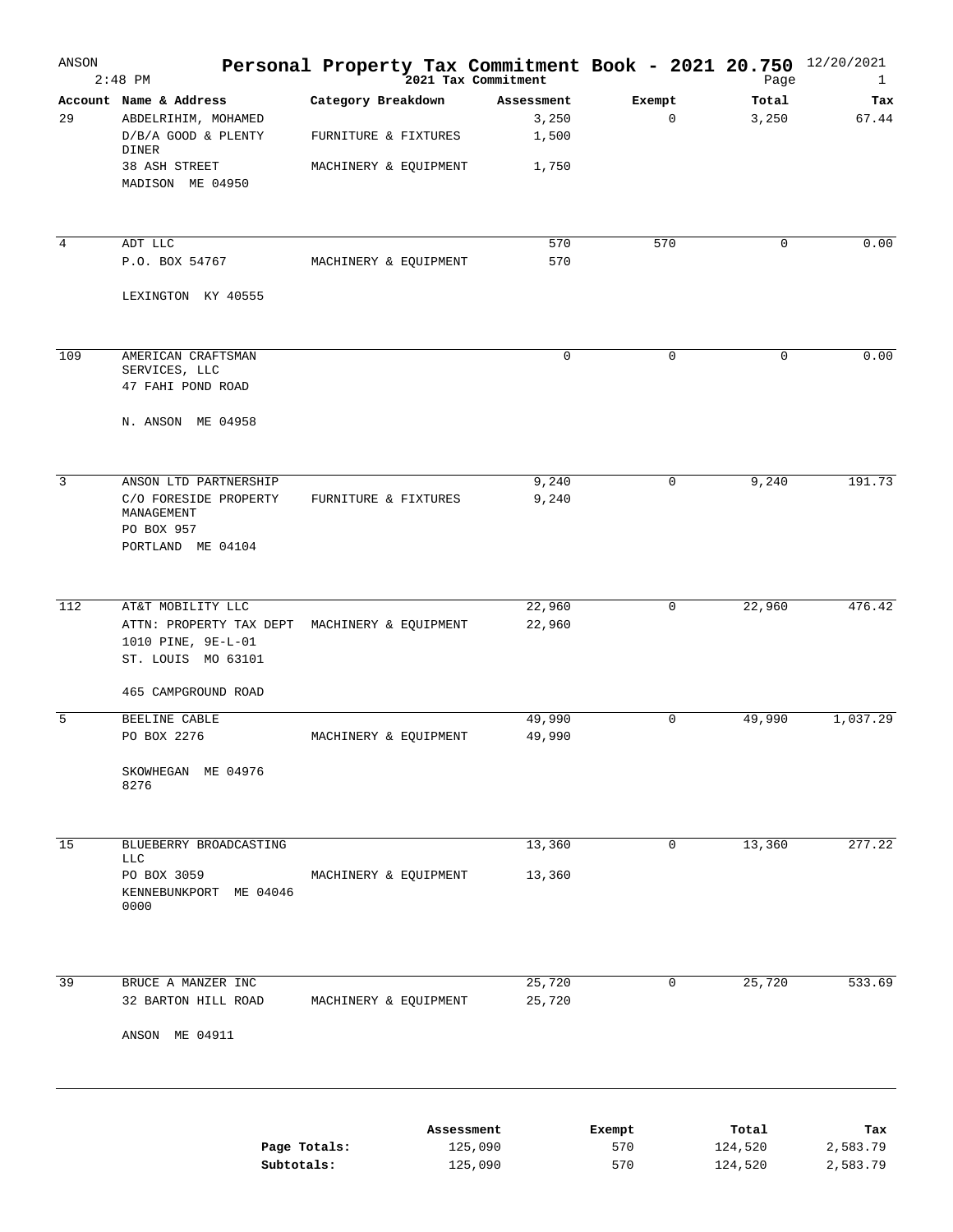# Personal Property Tax Commitment Book - 2021 20.750

ANSON
2:48 PM
2021 Tax Commitment
12/20/2021

| Account | Name & Address | Category Breakdown | Assessment | Exempt | Total | Tax |
|---|---|---|---|---|---|---|
| 29 | ABDELRIHIM, MOHAMED | | 3,250 | 0 | 3,250 | 67.44 |
| | D/B/A GOOD & PLENTY DINER | FURNITURE & FIXTURES | 1,500 | | | |
| | 38 ASH STREET | MACHINERY & EQUIPMENT | 1,750 | | | |
| | MADISON ME 04950 | | | | | |
| 4 | ADT LLC | | 570 | 570 | 0 | 0.00 |
| | P.O. BOX 54767 | MACHINERY & EQUIPMENT | 570 | | | |
| | LEXINGTON KY 40555 | | | | | |
| 109 | AMERICAN CRAFTSMAN SERVICES, LLC | | 0 | 0 | 0 | 0.00 |
| | 47 FAHI POND ROAD | | | | | |
| | N. ANSON ME 04958 | | | | | |
| 3 | ANSON LTD PARTNERSHIP | | 9,240 | 0 | 9,240 | 191.73 |
| | C/O FORESIDE PROPERTY MANAGEMENT | FURNITURE & FIXTURES | 9,240 | | | |
| | PO BOX 957 | | | | | |
| | PORTLAND ME 04104 | | | | | |
| 112 | AT&T MOBILITY LLC | | 22,960 | 0 | 22,960 | 476.42 |
| | ATTN: PROPERTY TAX DEPT | MACHINERY & EQUIPMENT | 22,960 | | | |
| | 1010 PINE, 9E-L-01 | | | | | |
| | ST. LOUIS MO 63101 | | | | | |
| | 465 CAMPGROUND ROAD | | | | | |
| 5 | BEELINE CABLE | | 49,990 | 0 | 49,990 | 1,037.29 |
| | PO BOX 2276 | MACHINERY & EQUIPMENT | 49,990 | | | |
| | SKOWHEGAN ME 04976 8276 | | | | | |
| 15 | BLUEBERRY BROADCASTING LLC | | 13,360 | 0 | 13,360 | 277.22 |
| | PO BOX 3059 | MACHINERY & EQUIPMENT | 13,360 | | | |
| | KENNEBUNKPORT ME 04046 0000 | | | | | |
| 39 | BRUCE A MANZER INC | | 25,720 | 0 | 25,720 | 533.69 |
| | 32 BARTON HILL ROAD | MACHINERY & EQUIPMENT | 25,720 | | | |
| | ANSON ME 04911 | | | | | |

| | Assessment | Exempt | Total | Tax |
|---|---|---|---|---|
| **Page Totals:** | 125,090 | 570 | 124,520 | 2,583.79 |
| **Subtotals:** | 125,090 | 570 | 124,520 | 2,583.79 |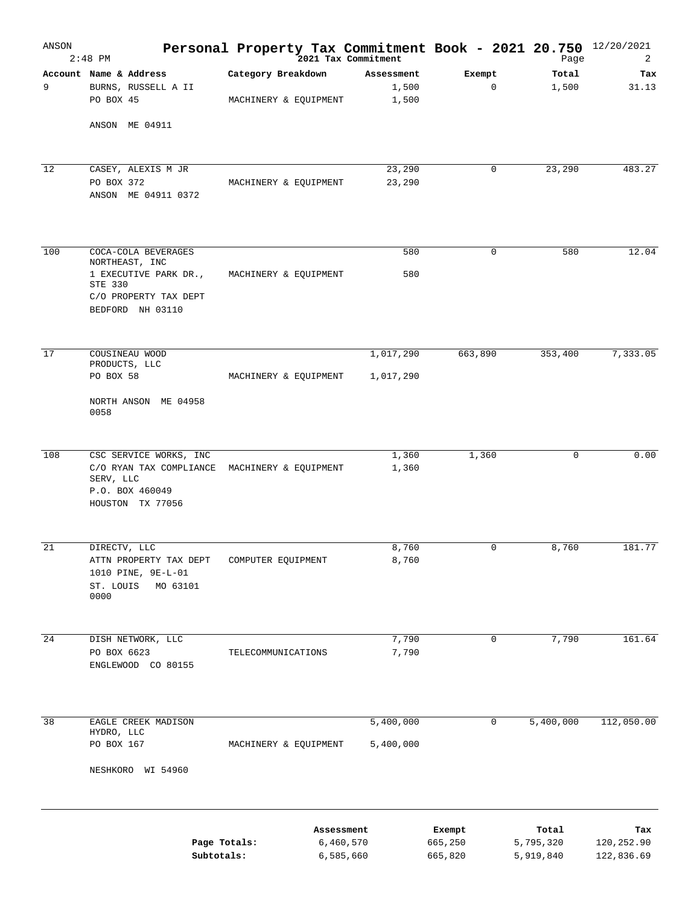# Personal Property Tax Commitment Book - 2021 20.750

ANSON

2021 Tax Commitment

12/20/2021

| Account | Name & Address | Category Breakdown | Assessment | Exempt | Total | Tax |
|---|---|---|---|---|---|---|
| 9 | BURNS, RUSSELL A II<br>PO BOX 45<br>ANSON ME 04911 | MACHINERY & EQUIPMENT | 1,500<br>1,500 | 0 | 1,500 | 31.13 |
| 12 | CASEY, ALEXIS M JR<br>PO BOX 372<br>ANSON ME 04911 0372 | MACHINERY & EQUIPMENT | 23,290<br>23,290 | 0 | 23,290 | 483.27 |
| 100 | COCA-COLA BEVERAGES NORTHEAST, INC<br>1 EXECUTIVE PARK DR., STE 330<br>C/O PROPERTY TAX DEPT<br>BEDFORD NH 03110 | MACHINERY & EQUIPMENT | 580<br>580 | 0 | 580 | 12.04 |
| 17 | COUSINEAU WOOD PRODUCTS, LLC<br>PO BOX 58<br>NORTH ANSON ME 04958 0058 | MACHINERY & EQUIPMENT | 1,017,290<br>1,017,290 | 663,890 | 353,400 | 7,333.05 |
| 108 | CSC SERVICE WORKS, INC<br>C/O RYAN TAX COMPLIANCE SERV, LLC<br>P.O. BOX 460049<br>HOUSTON TX 77056 | MACHINERY & EQUIPMENT | 1,360<br>1,360 | 1,360 | 0 | 0.00 |
| 21 | DIRECTV, LLC<br>ATTN PROPERTY TAX DEPT<br>1010 PINE, 9E-L-01<br>ST. LOUIS MO 63101 0000 | COMPUTER EQUIPMENT | 8,760<br>8,760 | 0 | 8,760 | 181.77 |
| 24 | DISH NETWORK, LLC<br>PO BOX 6623<br>ENGLEWOOD CO 80155 | TELECOMMUNICATIONS | 7,790<br>7,790 | 0 | 7,790 | 161.64 |
| 38 | EAGLE CREEK MADISON HYDRO, LLC<br>PO BOX 167<br>NESHKORO WI 54960 | MACHINERY & EQUIPMENT | 5,400,000<br>5,400,000 | 0 | 5,400,000 | 112,050.00 |

| | Assessment | Exempt | Total | Tax |
|---|---|---|---|---|
| Page Totals: | 6,460,570 | 665,250 | 5,795,320 | 120,252.90 |
| Subtotals: | 6,585,660 | 665,820 | 5,919,840 | 122,836.69 |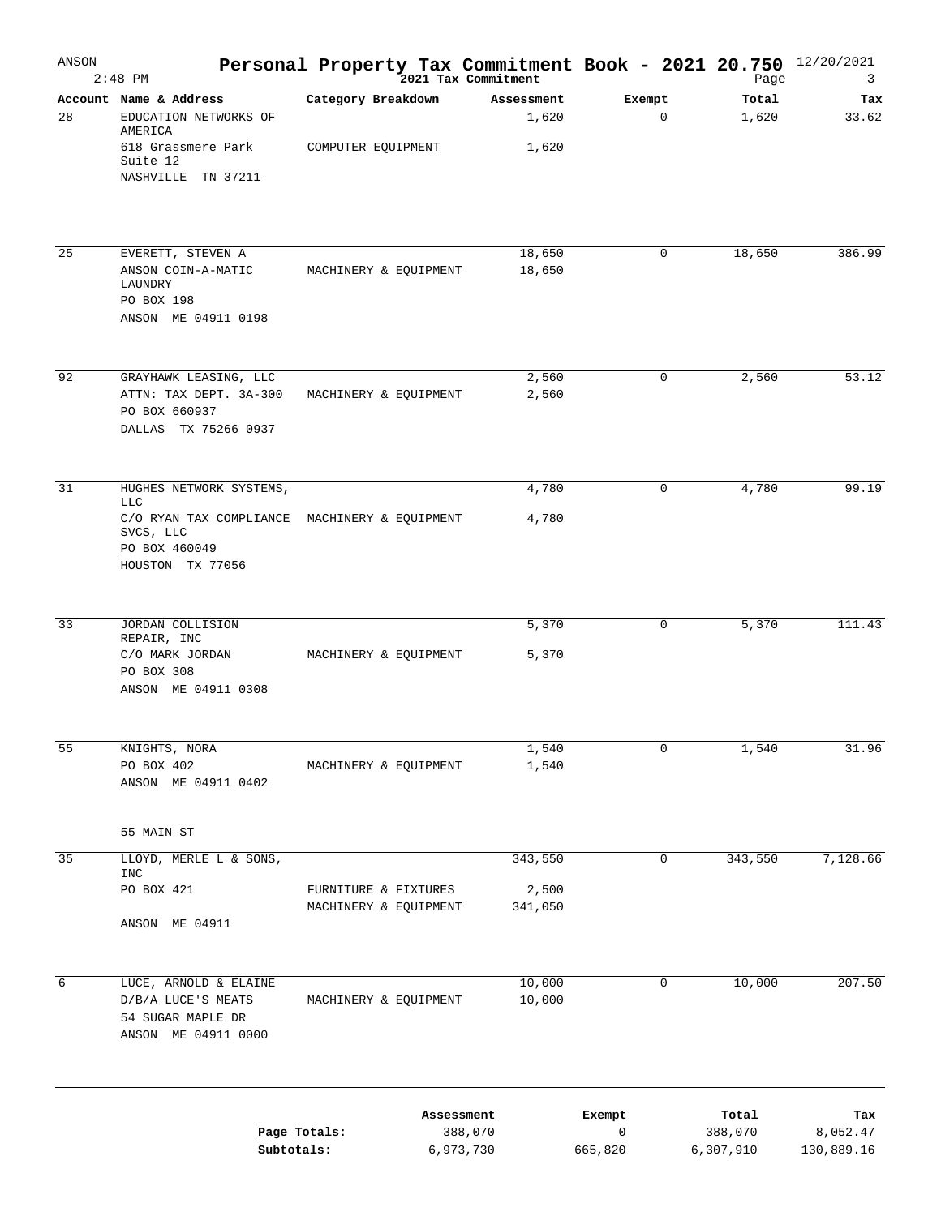# Personal Property Tax Commitment Book - 2021 20.750

ANSON, 2:48 PM — 2021 Tax Commitment — 12/20/2021

| Account | Name & Address | Category Breakdown | Assessment | Exempt | Total | Tax |
|---|---|---|---|---|---|---|
| 28 | EDUCATION NETWORKS OF AMERICA | | 1,620 | 0 | 1,620 | 33.62 |
| | 618 Grassmere Park Suite 12 | COMPUTER EQUIPMENT | 1,620 | | | |
| | NASHVILLE TN 37211 | | | | | |
| 25 | EVERETT, STEVEN A | | 18,650 | 0 | 18,650 | 386.99 |
| | ANSON COIN-A-MATIC LAUNDRY | MACHINERY & EQUIPMENT | 18,650 | | | |
| | PO BOX 198 | | | | | |
| | ANSON ME 04911 0198 | | | | | |
| 92 | GRAYHAWK LEASING, LLC | | 2,560 | 0 | 2,560 | 53.12 |
| | ATTN: TAX DEPT. 3A-300 | MACHINERY & EQUIPMENT | 2,560 | | | |
| | PO BOX 660937 | | | | | |
| | DALLAS TX 75266 0937 | | | | | |
| 31 | HUGHES NETWORK SYSTEMS, LLC | | 4,780 | 0 | 4,780 | 99.19 |
| | C/O RYAN TAX COMPLIANCE SVCS, LLC | MACHINERY & EQUIPMENT | 4,780 | | | |
| | PO BOX 460049 | | | | | |
| | HOUSTON TX 77056 | | | | | |
| 33 | JORDAN COLLISION REPAIR, INC | | 5,370 | 0 | 5,370 | 111.43 |
| | C/O MARK JORDAN | MACHINERY & EQUIPMENT | 5,370 | | | |
| | PO BOX 308 | | | | | |
| | ANSON ME 04911 0308 | | | | | |
| 55 | KNIGHTS, NORA | | 1,540 | 0 | 1,540 | 31.96 |
| | PO BOX 402 | MACHINERY & EQUIPMENT | 1,540 | | | |
| | ANSON ME 04911 0402 | | | | | |
| | 55 MAIN ST | | | | | |
| 35 | LLOYD, MERLE L & SONS, INC | | 343,550 | 0 | 343,550 | 7,128.66 |
| | PO BOX 421 | FURNITURE & FIXTURES | 2,500 | | | |
| | | MACHINERY & EQUIPMENT | 341,050 | | | |
| | ANSON ME 04911 | | | | | |
| 6 | LUCE, ARNOLD & ELAINE | | 10,000 | 0 | 10,000 | 207.50 |
| | D/B/A LUCE'S MEATS | MACHINERY & EQUIPMENT | 10,000 | | | |
| | 54 SUGAR MAPLE DR | | | | | |
| | ANSON ME 04911 0000 | | | | | |

| | Assessment | Exempt | Total | Tax |
|---|---|---|---|---|
| Page Totals: | 388,070 | 0 | 388,070 | 8,052.47 |
| Subtotals: | 6,973,730 | 665,820 | 6,307,910 | 130,889.16 |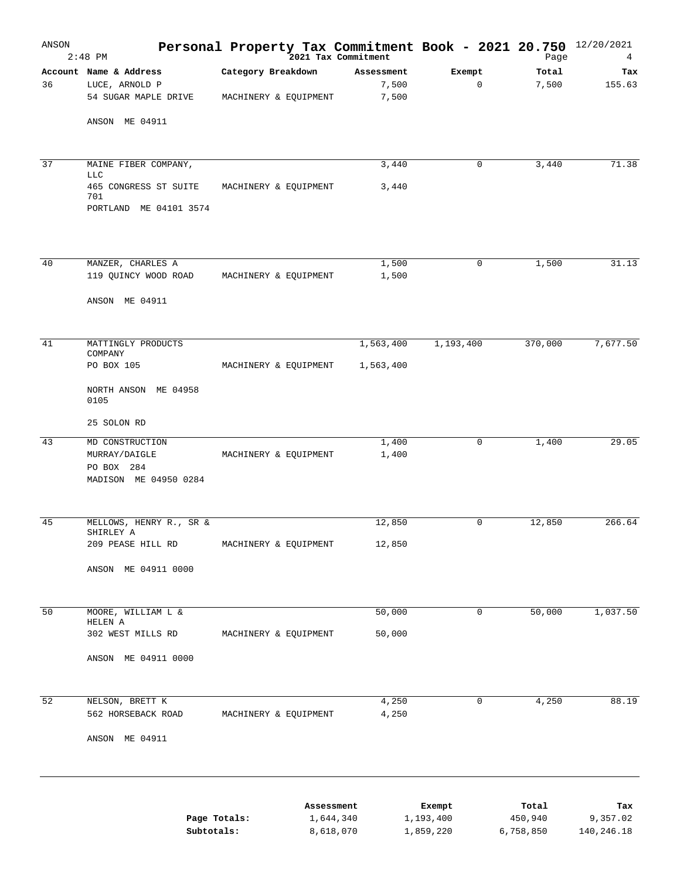# Personal Property Tax Commitment Book - 2021 20.750

ANSON 2:48 PM — 2021 Tax Commitment — 12/20/2021

| Account | Name & Address | Category Breakdown | Assessment | Exempt | Total | Tax |
|---|---|---|---|---|---|---|
| 36 | LUCE, ARNOLD P<br>54 SUGAR MAPLE DRIVE<br>ANSON ME 04911 | MACHINERY & EQUIPMENT | 7,500<br>7,500 | 0 | 7,500 | 155.63 |
| 37 | MAINE FIBER COMPANY, LLC<br>465 CONGRESS ST SUITE 701<br>PORTLAND ME 04101 3574 | MACHINERY & EQUIPMENT | 3,440<br>3,440 | 0 | 3,440 | 71.38 |
| 40 | MANZER, CHARLES A<br>119 QUINCY WOOD ROAD<br>ANSON ME 04911 | MACHINERY & EQUIPMENT | 1,500<br>1,500 | 0 | 1,500 | 31.13 |
| 41 | MATTINGLY PRODUCTS COMPANY<br>PO BOX 105<br>NORTH ANSON ME 04958 0105<br>25 SOLON RD | MACHINERY & EQUIPMENT | 1,563,400<br>1,563,400 | 1,193,400 | 370,000 | 7,677.50 |
| 43 | MD CONSTRUCTION<br>MURRAY/DAIGLE<br>PO BOX 284<br>MADISON ME 04950 0284 | MACHINERY & EQUIPMENT | 1,400<br>1,400 | 0 | 1,400 | 29.05 |
| 45 | MELLOWS, HENRY R., SR & SHIRLEY A<br>209 PEASE HILL RD<br>ANSON ME 04911 0000 | MACHINERY & EQUIPMENT | 12,850<br>12,850 | 0 | 12,850 | 266.64 |
| 50 | MOORE, WILLIAM L & HELEN A<br>302 WEST MILLS RD<br>ANSON ME 04911 0000 | MACHINERY & EQUIPMENT | 50,000<br>50,000 | 0 | 50,000 | 1,037.50 |
| 52 | NELSON, BRETT K<br>562 HORSEBACK ROAD<br>ANSON ME 04911 | MACHINERY & EQUIPMENT | 4,250<br>4,250 | 0 | 4,250 | 88.19 |

| | Assessment | Exempt | Total | Tax |
|---|---|---|---|---|
| **Page Totals:** | 1,644,340 | 1,193,400 | 450,940 | 9,357.02 |
| **Subtotals:** | 8,618,070 | 1,859,220 | 6,758,850 | 140,246.18 |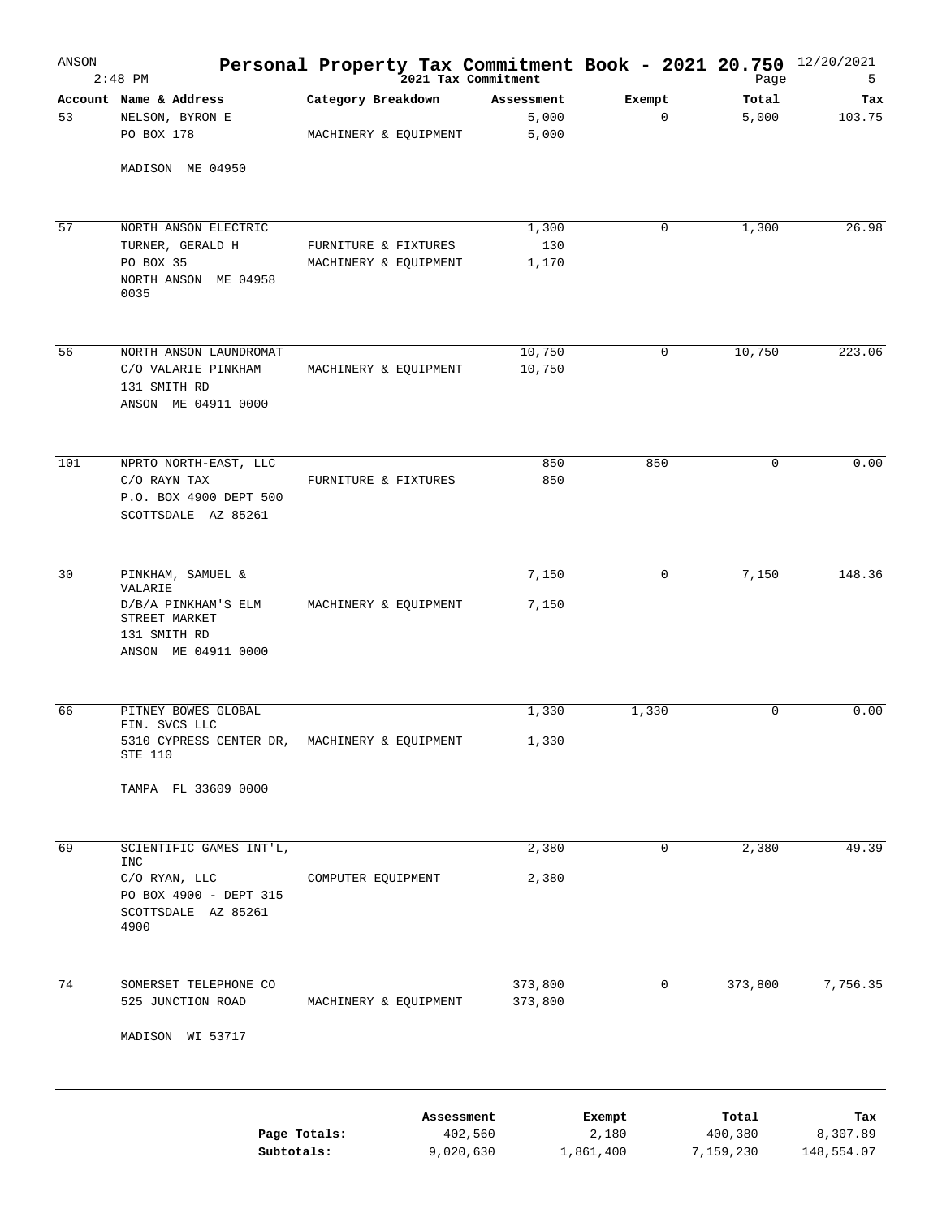# Personal Property Tax Commitment Book - 2021 20.750

2021 Tax Commitment

| Account | Name & Address | Category Breakdown | Assessment | Exempt | Total | Tax |
|---|---|---|---|---|---|---|
| 53 | NELSON, BYRON E | | 5,000 | 0 | 5,000 | 103.75 |
| | PO BOX 178 | MACHINERY & EQUIPMENT | 5,000 | | | |
| | MADISON ME 04950 | | | | | |
| 57 | NORTH ANSON ELECTRIC | | 1,300 | 0 | 1,300 | 26.98 |
| | TURNER, GERALD H | FURNITURE & FIXTURES | 130 | | | |
| | PO BOX 35 | MACHINERY & EQUIPMENT | 1,170 | | | |
| | NORTH ANSON ME 04958 0035 | | | | | |
| 56 | NORTH ANSON LAUNDROMAT | | 10,750 | 0 | 10,750 | 223.06 |
| | C/O VALARIE PINKHAM | MACHINERY & EQUIPMENT | 10,750 | | | |
| | 131 SMITH RD | | | | | |
| | ANSON ME 04911 0000 | | | | | |
| 101 | NPRTO NORTH-EAST, LLC | | 850 | 850 | 0 | 0.00 |
| | C/O RAYN TAX | FURNITURE & FIXTURES | 850 | | | |
| | P.O. BOX 4900 DEPT 500 | | | | | |
| | SCOTTSDALE AZ 85261 | | | | | |
| 30 | PINKHAM, SAMUEL & VALARIE | | 7,150 | 0 | 7,150 | 148.36 |
| | D/B/A PINKHAM'S ELM STREET MARKET | MACHINERY & EQUIPMENT | 7,150 | | | |
| | 131 SMITH RD | | | | | |
| | ANSON ME 04911 0000 | | | | | |
| 66 | PITNEY BOWES GLOBAL FIN. SVCS LLC | | 1,330 | 1,330 | 0 | 0.00 |
| | 5310 CYPRESS CENTER DR, STE 110 | MACHINERY & EQUIPMENT | 1,330 | | | |
| | TAMPA FL 33609 0000 | | | | | |
| 69 | SCIENTIFIC GAMES INT'L, INC | | 2,380 | 0 | 2,380 | 49.39 |
| | C/O RYAN, LLC | COMPUTER EQUIPMENT | 2,380 | | | |
| | PO BOX 4900 - DEPT 315 | | | | | |
| | SCOTTSDALE AZ 85261 4900 | | | | | |
| 74 | SOMERSET TELEPHONE CO | | 373,800 | 0 | 373,800 | 7,756.35 |
| | 525 JUNCTION ROAD | MACHINERY & EQUIPMENT | 373,800 | | | |
| | MADISON WI 53717 | | | | | |

| | Assessment | Exempt | Total | Tax |
|---|---|---|---|---|
| **Page Totals:** | 402,560 | 2,180 | 400,380 | 8,307.89 |
| **Subtotals:** | 9,020,630 | 1,861,400 | 7,159,230 | 148,554.07 |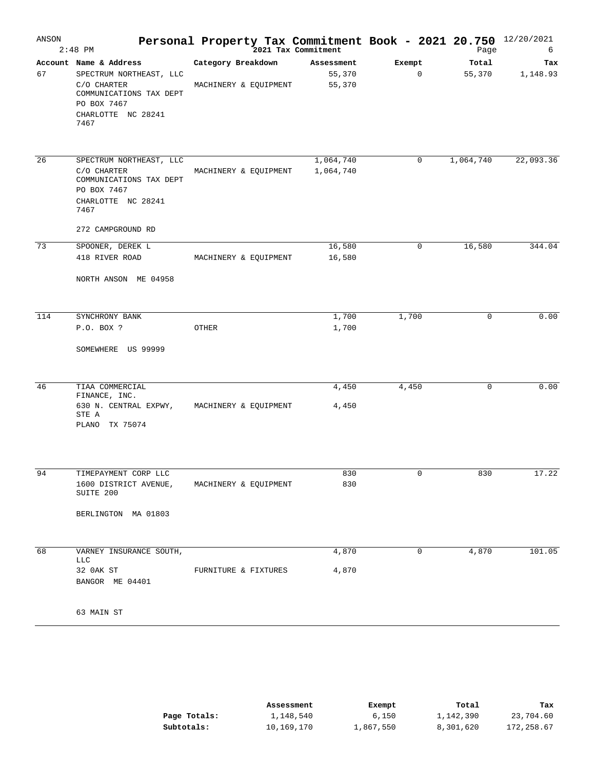# Personal Property Tax Commitment Book - 2021 20.750

ANSON 2:48 PM — 2021 Tax Commitment — 12/20/2021

| Account | Name & Address | Category Breakdown | Assessment | Exempt | Total | Tax |
|---|---|---|---|---|---|---|
| 67 | SPECTRUM NORTHEAST, LLC | | 55,370 | 0 | 55,370 | 1,148.93 |
| | C/O CHARTER COMMUNICATIONS TAX DEPT PO BOX 7467 CHARLOTTE NC 28241 7467 | MACHINERY & EQUIPMENT | 55,370 | | | |
| 26 | SPECTRUM NORTHEAST, LLC | | 1,064,740 | 0 | 1,064,740 | 22,093.36 |
| | C/O CHARTER COMMUNICATIONS TAX DEPT PO BOX 7467 CHARLOTTE NC 28241 7467 | MACHINERY & EQUIPMENT | 1,064,740 | | | |
| | 272 CAMPGROUND RD | | | | | |
| 73 | SPOONER, DEREK L | | 16,580 | 0 | 16,580 | 344.04 |
| | 418 RIVER ROAD NORTH ANSON ME 04958 | MACHINERY & EQUIPMENT | 16,580 | | | |
| 114 | SYNCHRONY BANK | | 1,700 | 1,700 | 0 | 0.00 |
| | P.O. BOX ? SOMEWHERE US 99999 | OTHER | 1,700 | | | |
| 46 | TIAA COMMERCIAL FINANCE, INC. | | 4,450 | 4,450 | 0 | 0.00 |
| | 630 N. CENTRAL EXPWY, STE A PLANO TX 75074 | MACHINERY & EQUIPMENT | 4,450 | | | |
| 94 | TIMEPAYMENT CORP LLC | | 830 | 0 | 830 | 17.22 |
| | 1600 DISTRICT AVENUE, SUITE 200 BERLINGTON MA 01803 | MACHINERY & EQUIPMENT | 830 | | | |
| 68 | VARNEY INSURANCE SOUTH, LLC | | 4,870 | 0 | 4,870 | 101.05 |
| | 32 OAK ST BANGOR ME 04401 | FURNITURE & FIXTURES | 4,870 | | | |
| | 63 MAIN ST | | | | | |

| | Assessment | Exempt | Total | Tax |
|---|---|---|---|---|
| **Page Totals:** | 1,148,540 | 6,150 | 1,142,390 | 23,704.60 |
| **Subtotals:** | 10,169,170 | 1,867,550 | 8,301,620 | 172,258.67 |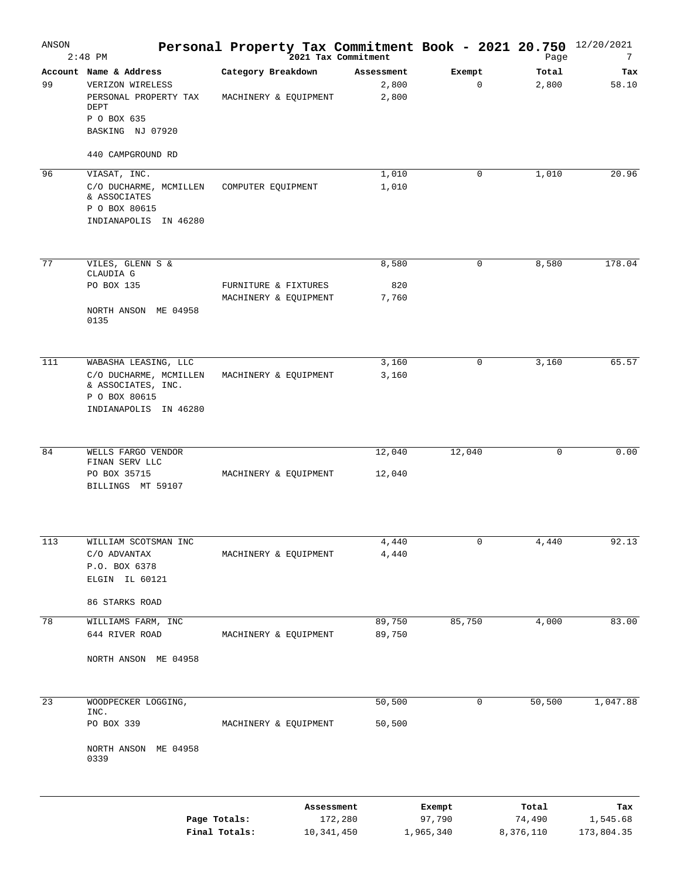# Personal Property Tax Commitment Book - 2021 20.750

ANSON
2:48 PM
2021 Tax Commitment
12/20/2021

| Account | Name & Address | Category Breakdown | Assessment | Exempt | Total | Tax |
|---|---|---|---|---|---|---|
| 99 | VERIZON WIRELESS | | 2,800 | 0 | 2,800 | 58.10 |
| | PERSONAL PROPERTY TAX DEPT | MACHINERY & EQUIPMENT | 2,800 | | | |
| | P O BOX 635 | | | | | |
| | BASKING NJ 07920 | | | | | |
| | 440 CAMPGROUND RD | | | | | |
| 96 | VIASAT, INC. | | 1,010 | 0 | 1,010 | 20.96 |
| | C/O DUCHARME, MCMILLEN & ASSOCIATES | COMPUTER EQUIPMENT | 1,010 | | | |
| | P O BOX 80615 | | | | | |
| | INDIANAPOLIS IN 46280 | | | | | |
| 77 | VILES, GLENN S & CLAUDIA G | | 8,580 | 0 | 8,580 | 178.04 |
| | PO BOX 135 | FURNITURE & FIXTURES | 820 | | | |
| | | MACHINERY & EQUIPMENT | 7,760 | | | |
| | NORTH ANSON ME 04958 0135 | | | | | |
| 111 | WABASHA LEASING, LLC | | 3,160 | 0 | 3,160 | 65.57 |
| | C/O DUCHARME, MCMILLEN & ASSOCIATES, INC. | MACHINERY & EQUIPMENT | 3,160 | | | |
| | P O BOX 80615 | | | | | |
| | INDIANAPOLIS IN 46280 | | | | | |
| 84 | WELLS FARGO VENDOR FINAN SERV LLC | | 12,040 | 12,040 | 0 | 0.00 |
| | PO BOX 35715 | MACHINERY & EQUIPMENT | 12,040 | | | |
| | BILLINGS MT 59107 | | | | | |
| 113 | WILLIAM SCOTSMAN INC | | 4,440 | 0 | 4,440 | 92.13 |
| | C/O ADVANTAX | MACHINERY & EQUIPMENT | 4,440 | | | |
| | P.O. BOX 6378 | | | | | |
| | ELGIN IL 60121 | | | | | |
| | 86 STARKS ROAD | | | | | |
| 78 | WILLIAMS FARM, INC | | 89,750 | 85,750 | 4,000 | 83.00 |
| | 644 RIVER ROAD | MACHINERY & EQUIPMENT | 89,750 | | | |
| | NORTH ANSON ME 04958 | | | | | |
| 23 | WOODPECKER LOGGING, INC. | | 50,500 | 0 | 50,500 | 1,047.88 |
| | PO BOX 339 | MACHINERY & EQUIPMENT | 50,500 | | | |
| | NORTH ANSON ME 04958 0339 | | | | | |

| | Assessment | Exempt | Total | Tax |
|---|---|---|---|---|
| Page Totals: | 172,280 | 97,790 | 74,490 | 1,545.68 |
| Final Totals: | 10,341,450 | 1,965,340 | 8,376,110 | 173,804.35 |